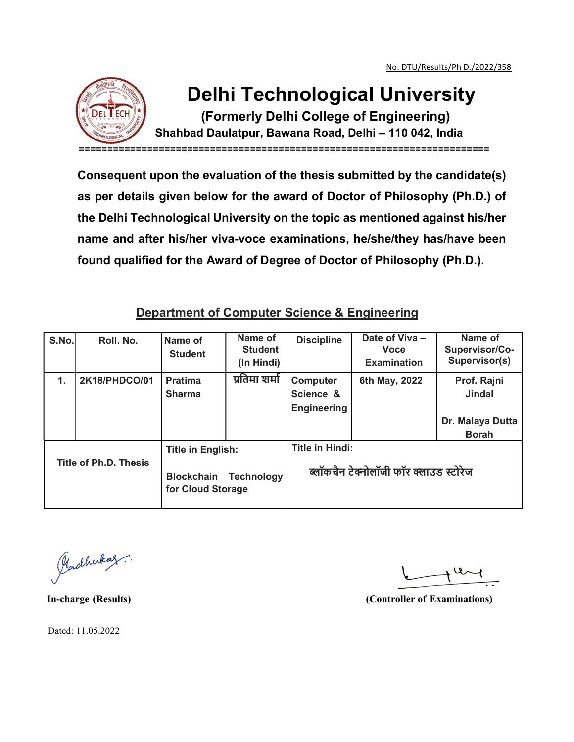No. DTU/Results/Ph D./2022/358

# Delhi Technological University

**(Formerly Delhi College of Engineering)**

**Shahbad Daulatpur, Bawana Road, Delhi – 110 042, India**

**Consequent upon the evaluation of the thesis submitted by the candidate(s) as per details given below for the award of Doctor of Philosophy (Ph.D.) of the Delhi Technological University on the topic as mentioned against his/her name and after his/her viva-voce examinations, he/she/they has/have been found qualified for the Award of Degree of Doctor of Philosophy (Ph.D.).**

## Department of Computer Science & Engineering

| S.No. | Roll. No. | Name of Student | Name of Student (In Hindi) | Discipline | Date of Viva – Voce Examination | Name of Supervisor/Co-Supervisor(s) |
|---|---|---|---|---|---|---|
| 1. | 2K18/PHDCO/01 | Pratima Sharma | प्रतिमा शर्मा | Computer Science & Engineering | 6th May, 2022 | Prof. Rajni Jindal<br><br>Dr. Malaya Dutta Borah |
| Title of Ph.D. Thesis | | Title in English:<br><br>Blockchain Technology for Cloud Storage | | Title in Hindi:<br><br>ब्लॉकचैन टेक्नोलॉजी फॉर क्लाउड स्टोरेज | | |

**In-charge (Results)**

**(Controller of Examinations)**

Dated: 11.05.2022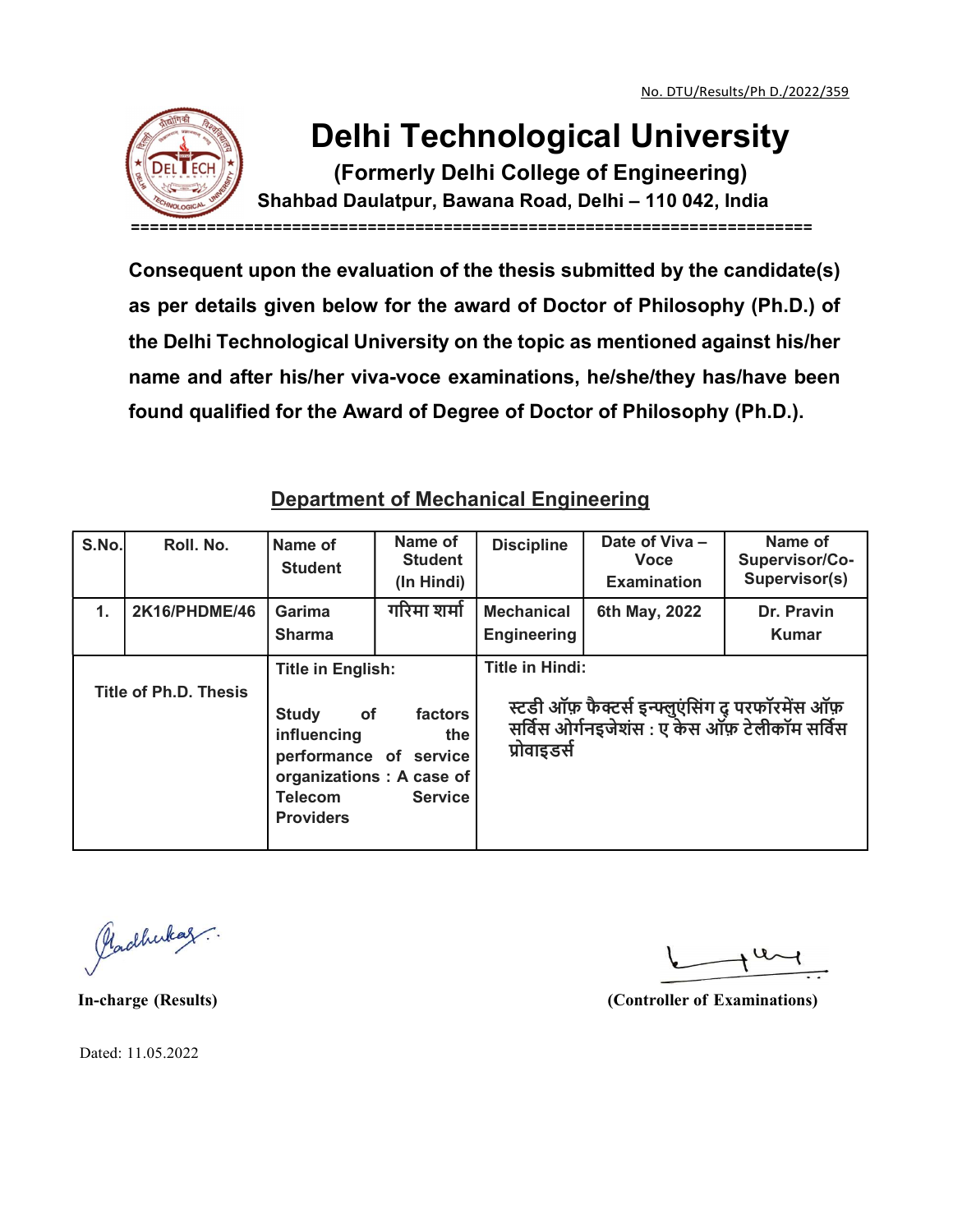No. DTU/Results/Ph D./2022/359

# Delhi Technological University

**(Formerly Delhi College of Engineering)**

**Shahbad Daulatpur, Bawana Road, Delhi – 110 042, India**

**Consequent upon the evaluation of the thesis submitted by the candidate(s) as per details given below for the award of Doctor of Philosophy (Ph.D.) of the Delhi Technological University on the topic as mentioned against his/her name and after his/her viva-voce examinations, he/she/they has/have been found qualified for the Award of Degree of Doctor of Philosophy (Ph.D.).**

## Department of Mechanical Engineering

| S.No. | Roll. No. | Name of Student | Name of Student (In Hindi) | Discipline | Date of Viva – Voce Examination | Name of Supervisor/Co-Supervisor(s) |
|---|---|---|---|---|---|---|
| 1. | 2K16/PHDME/46 | Garima Sharma | गरिमा शर्मा | Mechanical Engineering | 6th May, 2022 | Dr. Pravin Kumar |
| Title of Ph.D. Thesis | | Title in English: Study of factors influencing the performance of service organizations : A case of Telecom Service Providers | | Title in Hindi: स्टडी ऑफ़ फैक्टर्स इन्फ्लुएंसिंग दृ परफॉरमेंस ऑफ़ सर्विस ओर्गनइजेशंस : ए केस ऑफ़ टेलीकॉम सर्विस प्रोवाइडर्स | | |

In-charge (Results)

(Controller of Examinations)

Dated: 11.05.2022